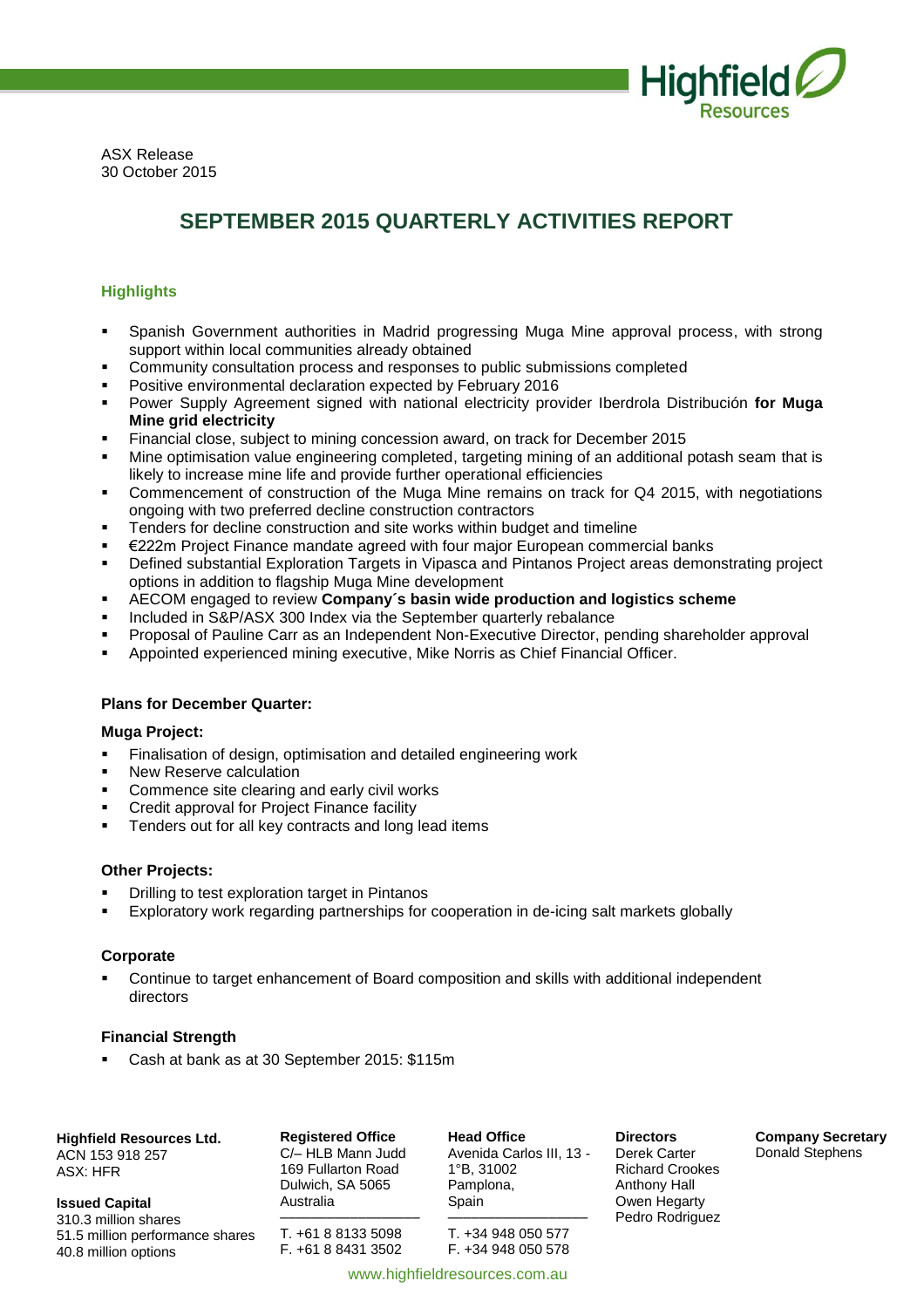ASX Release
30 October 2015

# SEPTEMBER 2015 QUARTERLY ACTIVITIES REPORT

## Highlights

- Spanish Government authorities in Madrid progressing Muga Mine approval process, with strong support within local communities already obtained
- Community consultation process and responses to public submissions completed
- Positive environmental declaration expected by February 2016
- Power Supply Agreement signed with national electricity provider Iberdrola Distribución **for Muga Mine grid electricity**
- Financial close, subject to mining concession award, on track for December 2015
- Mine optimisation value engineering completed, targeting mining of an additional potash seam that is likely to increase mine life and provide further operational efficiencies
- Commencement of construction of the Muga Mine remains on track for Q4 2015, with negotiations ongoing with two preferred decline construction contractors
- Tenders for decline construction and site works within budget and timeline
- €222m Project Finance mandate agreed with four major European commercial banks
- Defined substantial Exploration Targets in Vipasca and Pintanos Project areas demonstrating project options in addition to flagship Muga Mine development
- AECOM engaged to review **Company´s basin wide production and logistics scheme**
- Included in S&P/ASX 300 Index via the September quarterly rebalance
- Proposal of Pauline Carr as an Independent Non-Executive Director, pending shareholder approval
- Appointed experienced mining executive, Mike Norris as Chief Financial Officer.

### Plans for December Quarter:

#### Muga Project:

- Finalisation of design, optimisation and detailed engineering work
- New Reserve calculation
- Commence site clearing and early civil works
- Credit approval for Project Finance facility
- Tenders out for all key contracts and long lead items

#### Other Projects:

- Drilling to test exploration target in Pintanos
- Exploratory work regarding partnerships for cooperation in de-icing salt markets globally

#### Corporate

- Continue to target enhancement of Board composition and skills with additional independent directors

#### Financial Strength

- Cash at bank as at 30 September 2015: $115m

**Highfield Resources Ltd.**
ACN 153 918 257
ASX: HFR

**Issued Capital**
310.3 million shares
51.5 million performance shares
40.8 million options

**Registered Office**
C/– HLB Mann Judd
169 Fullarton Road
Dulwich, SA 5065
Australia

T. +61 8 8133 5098
F. +61 8 8431 3502

**Head Office**
Avenida Carlos III, 13 - 1°B, 31002
Pamplona,
Spain

T. +34 948 050 577
F. +34 948 050 578

**Directors**
Derek Carter
Richard Crookes
Anthony Hall
Owen Hegarty
Pedro Rodriguez

**Company Secretary**
Donald Stephens

www.highfieldresources.com.au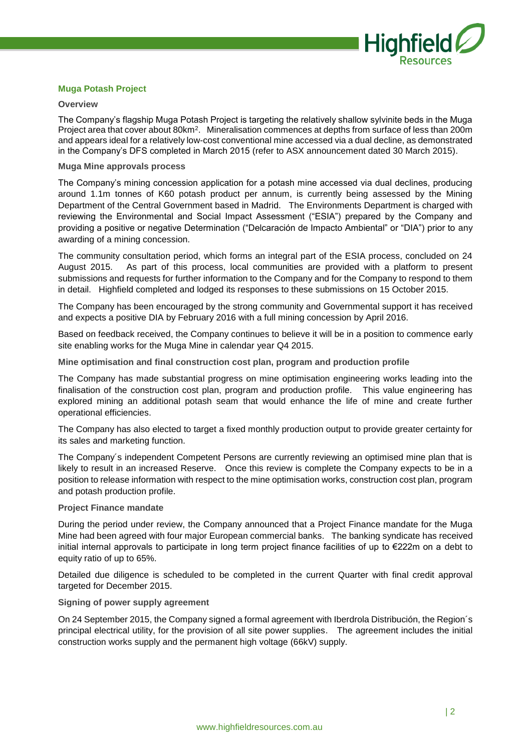## Muga Potash Project

### Overview

The Company's flagship Muga Potash Project is targeting the relatively shallow sylvinite beds in the Muga Project area that cover about 80km$^2$. Mineralisation commences at depths from surface of less than 200m and appears ideal for a relatively low-cost conventional mine accessed via a dual decline, as demonstrated in the Company's DFS completed in March 2015 (refer to ASX announcement dated 30 March 2015).

### Muga Mine approvals process

The Company's mining concession application for a potash mine accessed via dual declines, producing around 1.1m tonnes of K60 potash product per annum, is currently being assessed by the Mining Department of the Central Government based in Madrid. The Environments Department is charged with reviewing the Environmental and Social Impact Assessment ("ESIA") prepared by the Company and providing a positive or negative Determination ("Delcaración de Impacto Ambiental" or "DIA") prior to any awarding of a mining concession.

The community consultation period, which forms an integral part of the ESIA process, concluded on 24 August 2015. As part of this process, local communities are provided with a platform to present submissions and requests for further information to the Company and for the Company to respond to them in detail. Highfield completed and lodged its responses to these submissions on 15 October 2015.

The Company has been encouraged by the strong community and Governmental support it has received and expects a positive DIA by February 2016 with a full mining concession by April 2016.

Based on feedback received, the Company continues to believe it will be in a position to commence early site enabling works for the Muga Mine in calendar year Q4 2015.

### Mine optimisation and final construction cost plan, program and production profile

The Company has made substantial progress on mine optimisation engineering works leading into the finalisation of the construction cost plan, program and production profile. This value engineering has explored mining an additional potash seam that would enhance the life of mine and create further operational efficiencies.

The Company has also elected to target a fixed monthly production output to provide greater certainty for its sales and marketing function.

The Company´s independent Competent Persons are currently reviewing an optimised mine plan that is likely to result in an increased Reserve. Once this review is complete the Company expects to be in a position to release information with respect to the mine optimisation works, construction cost plan, program and potash production profile.

### Project Finance mandate

During the period under review, the Company announced that a Project Finance mandate for the Muga Mine had been agreed with four major European commercial banks. The banking syndicate has received initial internal approvals to participate in long term project finance facilities of up to €222m on a debt to equity ratio of up to 65%.

Detailed due diligence is scheduled to be completed in the current Quarter with final credit approval targeted for December 2015.

### Signing of power supply agreement

On 24 September 2015, the Company signed a formal agreement with Iberdrola Distribución, the Region´s principal electrical utility, for the provision of all site power supplies. The agreement includes the initial construction works supply and the permanent high voltage (66kV) supply.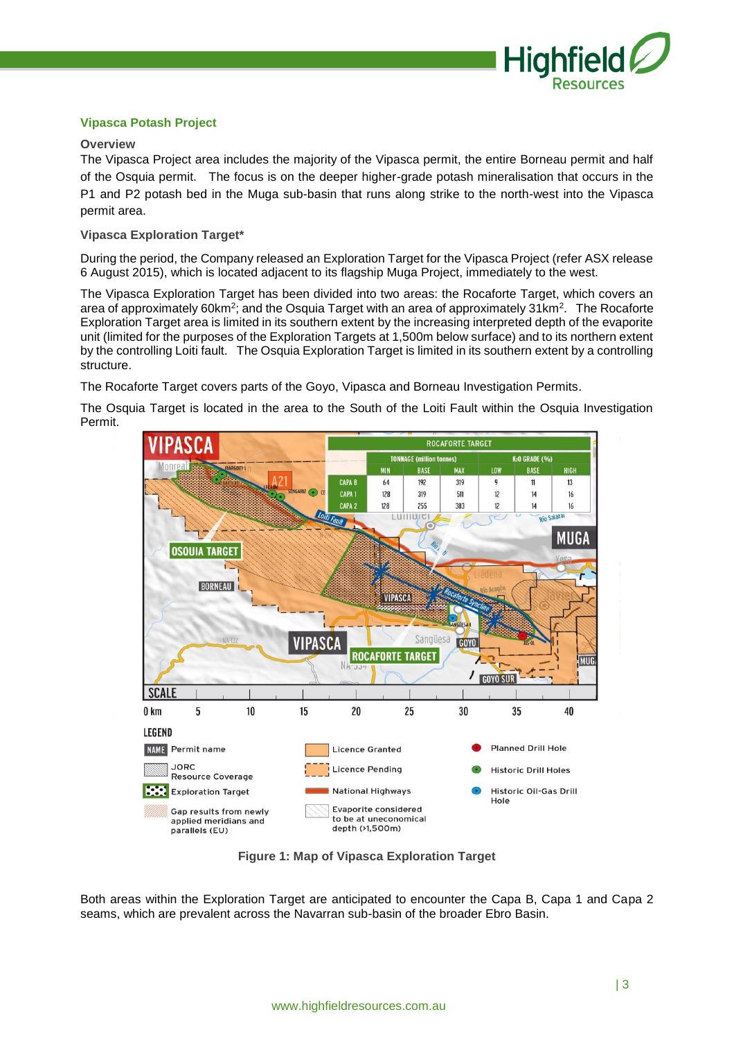## Vipasca Potash Project

### Overview

The Vipasca Project area includes the majority of the Vipasca permit, the entire Borneau permit and half of the Osquia permit. The focus is on the deeper higher-grade potash mineralisation that occurs in the P1 and P2 potash bed in the Muga sub-basin that runs along strike to the north-west into the Vipasca permit area.

### Vipasca Exploration Target*

During the period, the Company released an Exploration Target for the Vipasca Project (refer ASX release 6 August 2015), which is located adjacent to its flagship Muga Project, immediately to the west.

The Vipasca Exploration Target has been divided into two areas: the Rocaforte Target, which covers an area of approximately 60km$^2$; and the Osquia Target with an area of approximately 31km$^2$. The Rocaforte Exploration Target area is limited in its southern extent by the increasing interpreted depth of the evaporite unit (limited for the purposes of the Exploration Targets at 1,500m below surface) and to its northern extent by the controlling Loiti fault. The Osquia Exploration Target is limited in its southern extent by a controlling structure.

The Rocaforte Target covers parts of the Goyo, Vipasca and Borneau Investigation Permits.

The Osquia Target is located in the area to the South of the Loiti Fault within the Osquia Investigation Permit.

| ROCAFORTE TARGET | | | | | | |
|---|---|---|---|---|---|---|
| | TONNAGE (million tonnes) | | | $K_2O$ GRADE (%) | | |
| | MIN | BASE | MAX | LOW | BASE | HIGH |
| CAPA B | 64 | 192 | 319 | 9 | 11 | 13 |
| CAPA 1 | 128 | 319 | 511 | 12 | 14 | 16 |
| CAPA 2 | 128 | 255 | 383 | 12 | 14 | 16 |

**Figure 1: Map of Vipasca Exploration Target**

Both areas within the Exploration Target are anticipated to encounter the Capa B, Capa 1 and Capa 2 seams, which are prevalent across the Navarran sub-basin of the broader Ebro Basin.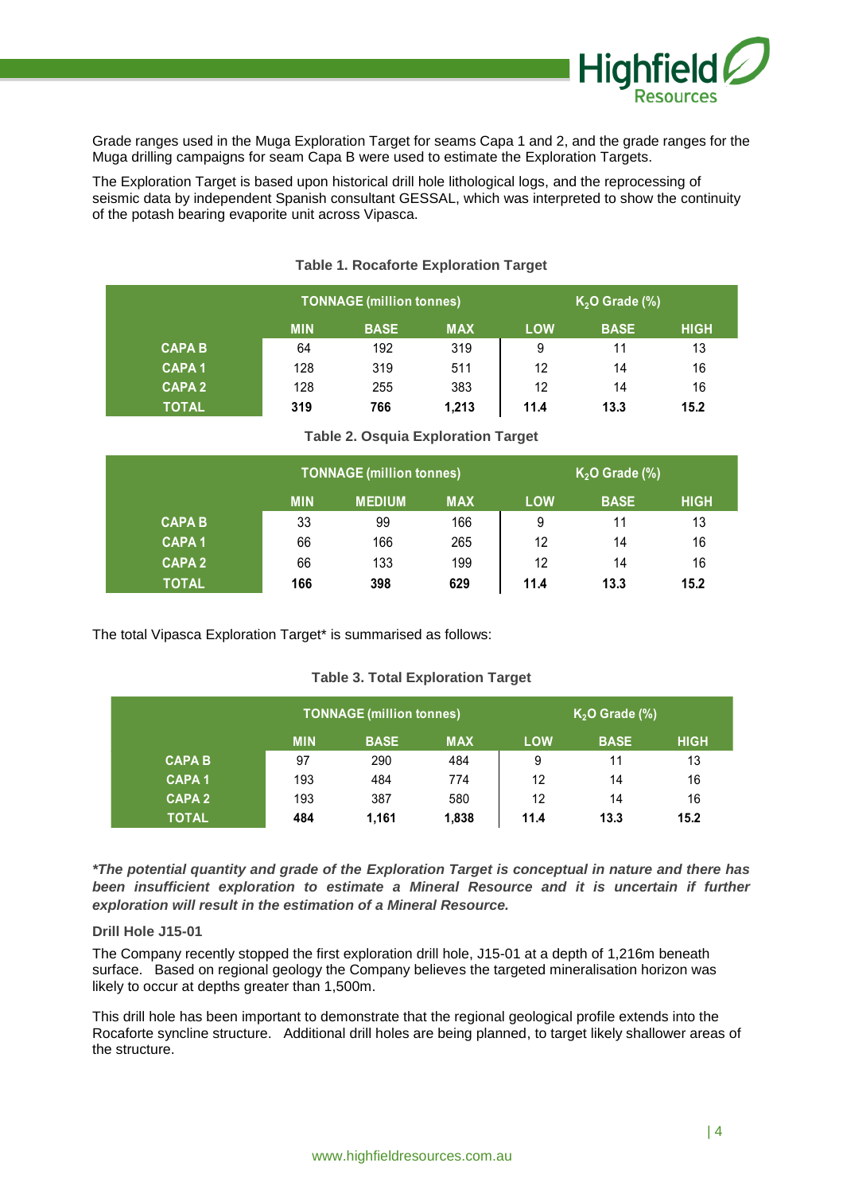Grade ranges used in the Muga Exploration Target for seams Capa 1 and 2, and the grade ranges for the Muga drilling campaigns for seam Capa B were used to estimate the Exploration Targets.

The Exploration Target is based upon historical drill hole lithological logs, and the reprocessing of seismic data by independent Spanish consultant GESSAL, which was interpreted to show the continuity of the potash bearing evaporite unit across Vipasca.

**Table 1. Rocaforte Exploration Target**

| | TONNAGE (million tonnes) | | | $K_2O$ Grade (%) | | |
|---|---|---|---|---|---|---|
| | **MIN** | **BASE** | **MAX** | **LOW** | **BASE** | **HIGH** |
| **CAPA B** | 64 | 192 | 319 | 9 | 11 | 13 |
| **CAPA 1** | 128 | 319 | 511 | 12 | 14 | 16 |
| **CAPA 2** | 128 | 255 | 383 | 12 | 14 | 16 |
| **TOTAL** | **319** | **766** | **1,213** | **11.4** | **13.3** | **15.2** |

**Table 2. Osquia Exploration Target**

| | TONNAGE (million tonnes) | | | $K_2O$ Grade (%) | | |
|---|---|---|---|---|---|---|
| | **MIN** | **MEDIUM** | **MAX** | **LOW** | **BASE** | **HIGH** |
| **CAPA B** | 33 | 99 | 166 | 9 | 11 | 13 |
| **CAPA 1** | 66 | 166 | 265 | 12 | 14 | 16 |
| **CAPA 2** | 66 | 133 | 199 | 12 | 14 | 16 |
| **TOTAL** | **166** | **398** | **629** | **11.4** | **13.3** | **15.2** |

The total Vipasca Exploration Target* is summarised as follows:

**Table 3. Total Exploration Target**

| | TONNAGE (million tonnes) | | | $K_2O$ Grade (%) | | |
|---|---|---|---|---|---|---|
| | **MIN** | **BASE** | **MAX** | **LOW** | **BASE** | **HIGH** |
| **CAPA B** | 97 | 290 | 484 | 9 | 11 | 13 |
| **CAPA 1** | 193 | 484 | 774 | 12 | 14 | 16 |
| **CAPA 2** | 193 | 387 | 580 | 12 | 14 | 16 |
| **TOTAL** | **484** | **1,161** | **1,838** | **11.4** | **13.3** | **15.2** |

***The potential quantity and grade of the Exploration Target is conceptual in nature and there has been insufficient exploration to estimate a Mineral Resource and it is uncertain if further exploration will result in the estimation of a Mineral Resource.***

**Drill Hole J15-01**

The Company recently stopped the first exploration drill hole, J15-01 at a depth of 1,216m beneath surface. Based on regional geology the Company believes the targeted mineralisation horizon was likely to occur at depths greater than 1,500m.

This drill hole has been important to demonstrate that the regional geological profile extends into the Rocaforte syncline structure. Additional drill holes are being planned, to target likely shallower areas of the structure.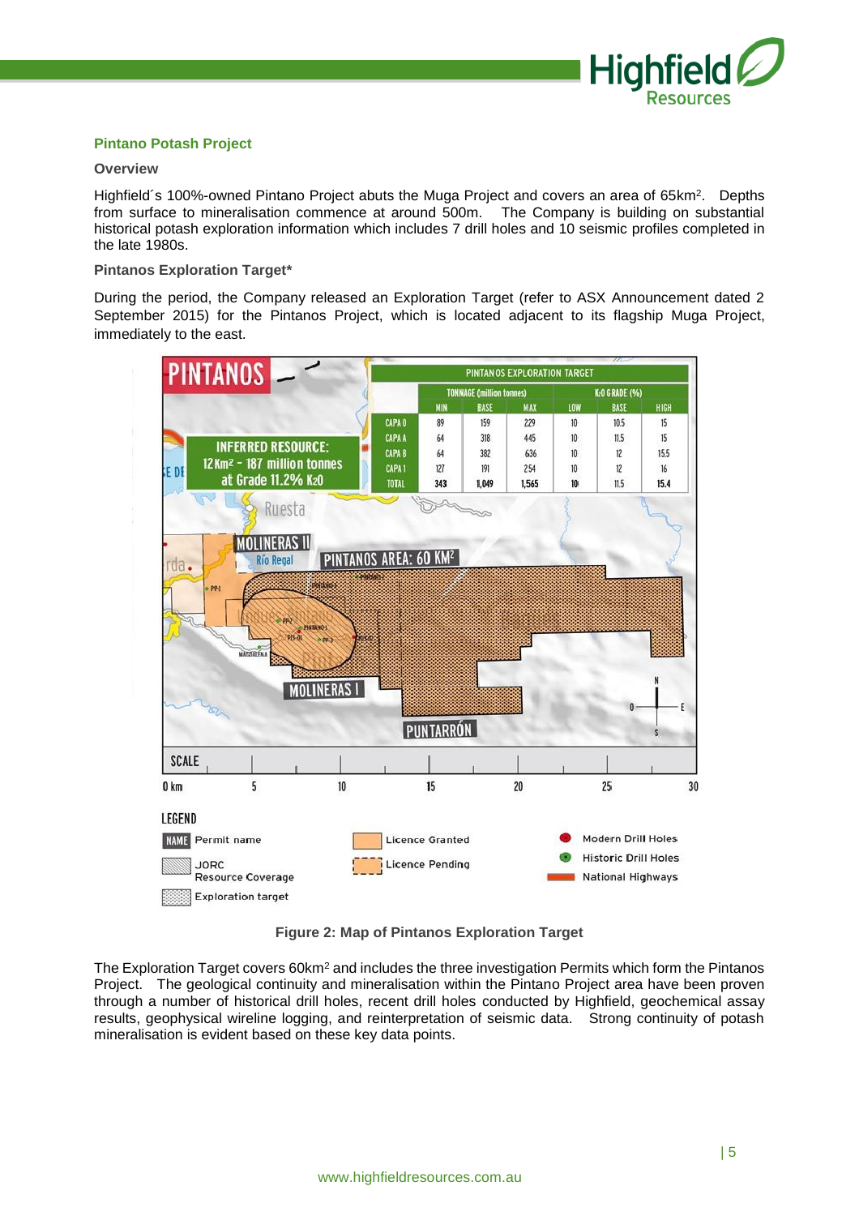**Pintano Potash Project**

**Overview**

Highfield´s 100%-owned Pintano Project abuts the Muga Project and covers an area of 65km². Depths from surface to mineralisation commence at around 500m. The Company is building on substantial historical potash exploration information which includes 7 drill holes and 10 seismic profiles completed in the late 1980s.

**Pintanos Exploration Target***

During the period, the Company released an Exploration Target (refer to ASX Announcement dated 2 September 2015) for the Pintanos Project, which is located adjacent to its flagship Muga Project, immediately to the east.

| PINTANOS EXPLORATION TARGET | TONNAGE (million tonnes) | | | $K_2O$ GRADE (%) | | |
|---|---|---|---|---|---|---|
| | MIN | BASE | MAX | LOW | BASE | HIGH |
| CAPA 0 | 89 | 159 | 229 | 10 | 10.5 | 15 |
| CAPA A | 64 | 318 | 445 | 10 | 11.5 | 15 |
| CAPA B | 64 | 382 | 636 | 10 | 12 | 15.5 |
| CAPA 1 | 127 | 191 | 254 | 10 | 12 | 16 |
| TOTAL | 343 | 1,049 | 1,565 | 10 | 11.5 | 15.4 |

INFERRED RESOURCE: 12 Km² – 187 million tonnes at Grade 11.2% $K_2O$

**Figure 2: Map of Pintanos Exploration Target**

The Exploration Target covers 60km² and includes the three investigation Permits which form the Pintanos Project. The geological continuity and mineralisation within the Pintano Project area have been proven through a number of historical drill holes, recent drill holes conducted by Highfield, geochemical assay results, geophysical wireline logging, and reinterpretation of seismic data. Strong continuity of potash mineralisation is evident based on these key data points.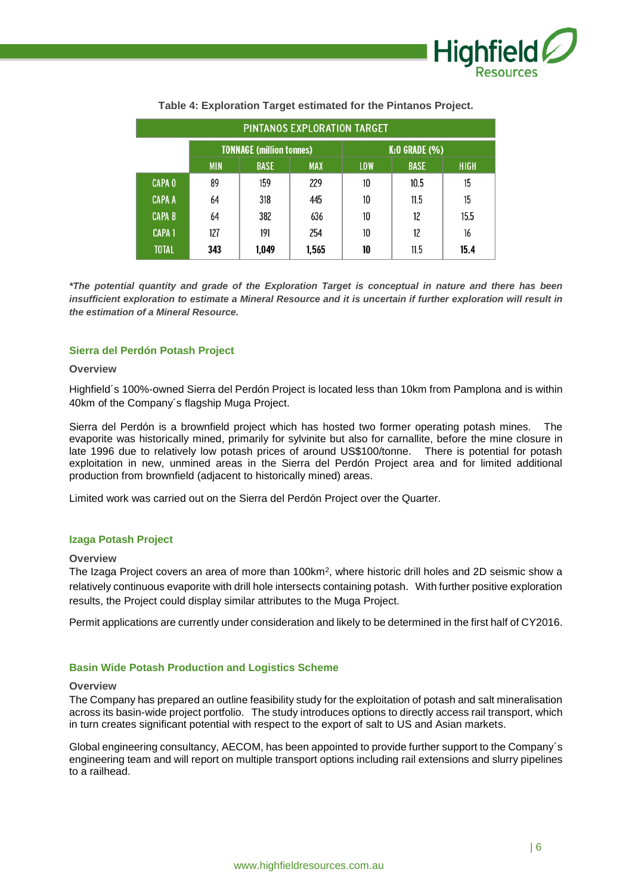**Table 4: Exploration Target estimated for the Pintanos Project.**

| PINTANOS EXPLORATION TARGET | | | | | | |
|---|---|---|---|---|---|---|
| | TONNAGE (million tonnes) | | | $K_2O$ GRADE (%) | | |
| | MIN | BASE | MAX | LOW | BASE | HIGH |
| CAPA 0 | 89 | 159 | 229 | 10 | 10.5 | 15 |
| CAPA A | 64 | 318 | 445 | 10 | 11.5 | 15 |
| CAPA B | 64 | 382 | 636 | 10 | 12 | 15.5 |
| CAPA 1 | 127 | 191 | 254 | 10 | 12 | 16 |
| TOTAL | **343** | **1,049** | **1,565** | **10** | 11.5 | **15.4** |

***The potential quantity and grade of the Exploration Target is conceptual in nature and there has been insufficient exploration to estimate a Mineral Resource and it is uncertain if further exploration will result in the estimation of a Mineral Resource.***

## Sierra del Perdón Potash Project

### Overview

Highfield´s 100%-owned Sierra del Perdón Project is located less than 10km from Pamplona and is within 40km of the Company´s flagship Muga Project.

Sierra del Perdón is a brownfield project which has hosted two former operating potash mines. The evaporite was historically mined, primarily for sylvinite but also for carnallite, before the mine closure in late 1996 due to relatively low potash prices of around US$100/tonne. There is potential for potash exploitation in new, unmined areas in the Sierra del Perdón Project area and for limited additional production from brownfield (adjacent to historically mined) areas.

Limited work was carried out on the Sierra del Perdón Project over the Quarter.

## Izaga Potash Project

### Overview

The Izaga Project covers an area of more than 100km$^2$, where historic drill holes and 2D seismic show a relatively continuous evaporite with drill hole intersects containing potash. With further positive exploration results, the Project could display similar attributes to the Muga Project.

Permit applications are currently under consideration and likely to be determined in the first half of CY2016.

## Basin Wide Potash Production and Logistics Scheme

### Overview

The Company has prepared an outline feasibility study for the exploitation of potash and salt mineralisation across its basin-wide project portfolio. The study introduces options to directly access rail transport, which in turn creates significant potential with respect to the export of salt to US and Asian markets.

Global engineering consultancy, AECOM, has been appointed to provide further support to the Company´s engineering team and will report on multiple transport options including rail extensions and slurry pipelines to a railhead.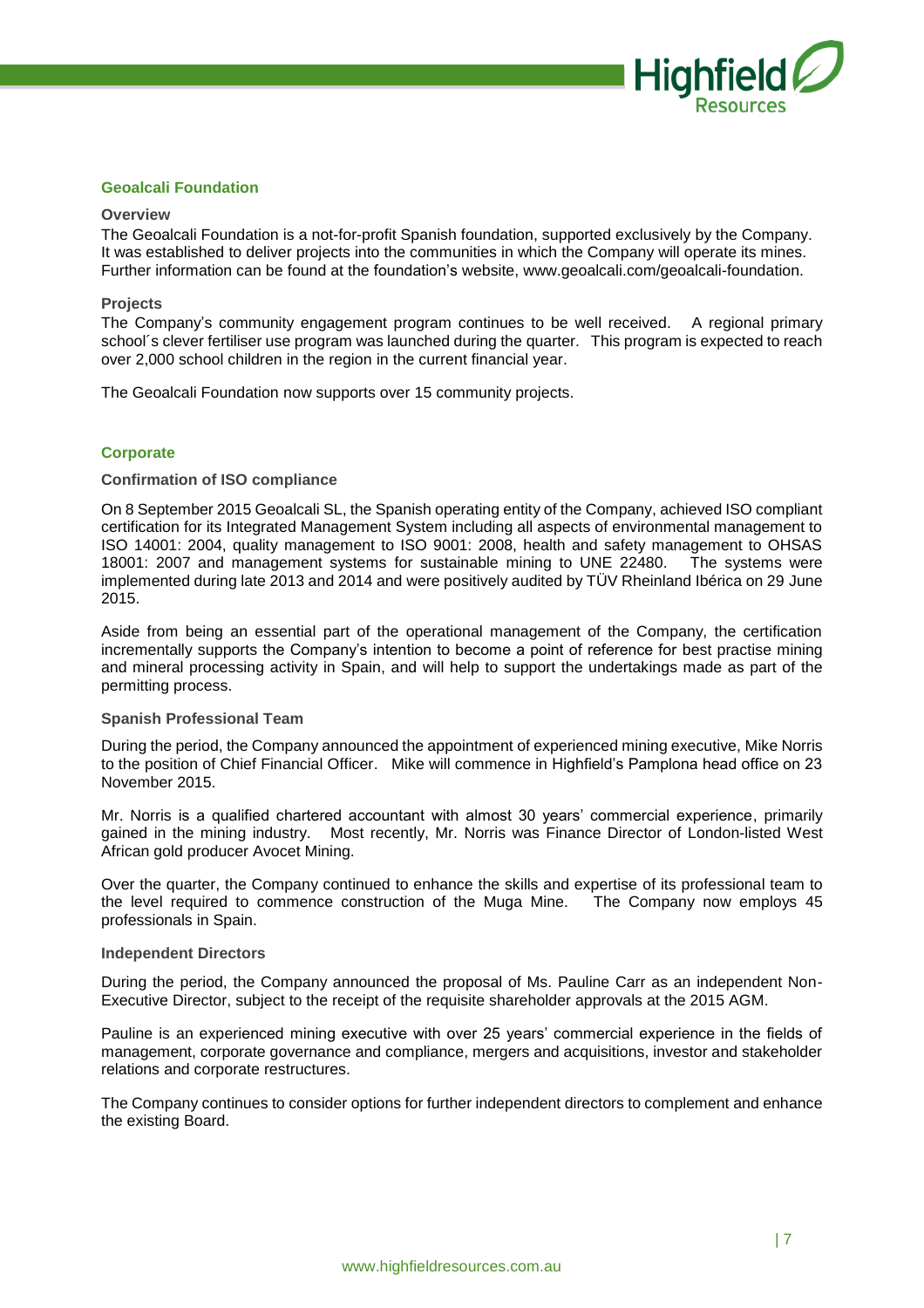## Geoalcali Foundation

### Overview

The Geoalcali Foundation is a not-for-profit Spanish foundation, supported exclusively by the Company. It was established to deliver projects into the communities in which the Company will operate its mines. Further information can be found at the foundation's website, www.geoalcali.com/geoalcali-foundation.

### Projects

The Company's community engagement program continues to be well received. A regional primary school´s clever fertiliser use program was launched during the quarter. This program is expected to reach over 2,000 school children in the region in the current financial year.

The Geoalcali Foundation now supports over 15 community projects.

## Corporate

### Confirmation of ISO compliance

On 8 September 2015 Geoalcali SL, the Spanish operating entity of the Company, achieved ISO compliant certification for its Integrated Management System including all aspects of environmental management to ISO 14001: 2004, quality management to ISO 9001: 2008, health and safety management to OHSAS 18001: 2007 and management systems for sustainable mining to UNE 22480. The systems were implemented during late 2013 and 2014 and were positively audited by TÜV Rheinland Ibérica on 29 June 2015.

Aside from being an essential part of the operational management of the Company, the certification incrementally supports the Company's intention to become a point of reference for best practise mining and mineral processing activity in Spain, and will help to support the undertakings made as part of the permitting process.

### Spanish Professional Team

During the period, the Company announced the appointment of experienced mining executive, Mike Norris to the position of Chief Financial Officer. Mike will commence in Highfield's Pamplona head office on 23 November 2015.

Mr. Norris is a qualified chartered accountant with almost 30 years' commercial experience, primarily gained in the mining industry. Most recently, Mr. Norris was Finance Director of London-listed West African gold producer Avocet Mining.

Over the quarter, the Company continued to enhance the skills and expertise of its professional team to the level required to commence construction of the Muga Mine. The Company now employs 45 professionals in Spain.

### Independent Directors

During the period, the Company announced the proposal of Ms. Pauline Carr as an independent Non-Executive Director, subject to the receipt of the requisite shareholder approvals at the 2015 AGM.

Pauline is an experienced mining executive with over 25 years' commercial experience in the fields of management, corporate governance and compliance, mergers and acquisitions, investor and stakeholder relations and corporate restructures.

The Company continues to consider options for further independent directors to complement and enhance the existing Board.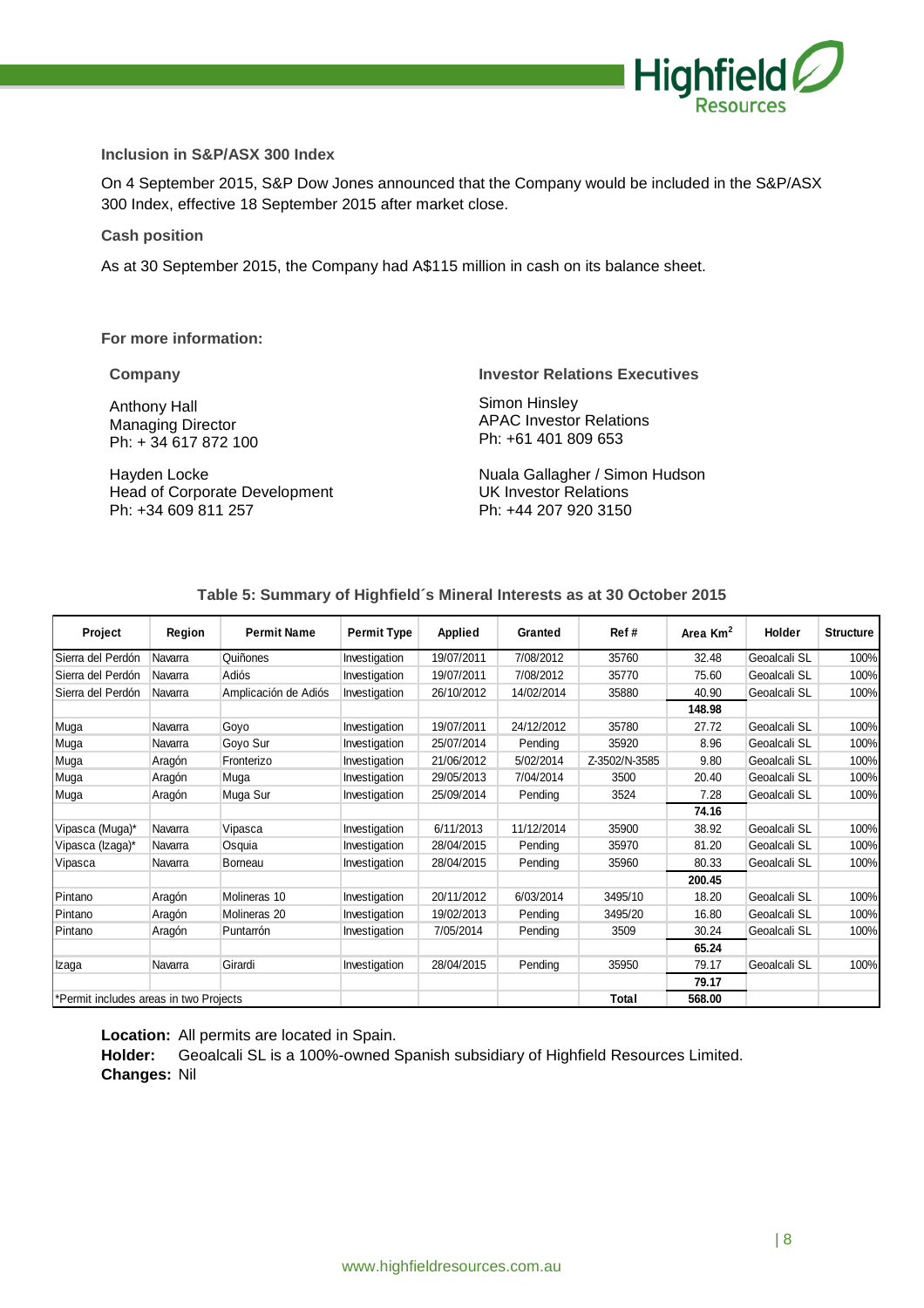**Inclusion in S&P/ASX 300 Index**

On 4 September 2015, S&P Dow Jones announced that the Company would be included in the S&P/ASX 300 Index, effective 18 September 2015 after market close.

**Cash position**

As at 30 September 2015, the Company had A$115 million in cash on its balance sheet.

**For more information:**

**Company**

Anthony Hall
Managing Director
Ph: + 34 617 872 100

Hayden Locke
Head of Corporate Development
Ph: +34 609 811 257

**Investor Relations Executives**

Simon Hinsley
APAC Investor Relations
Ph: +61 401 809 653

Nuala Gallagher / Simon Hudson
UK Investor Relations
Ph: +44 207 920 3150

**Table 5: Summary of Highfield´s Mineral Interests as at 30 October 2015**

| Project | Region | Permit Name | Permit Type | Applied | Granted | Ref # | Area $Km^2$ | Holder | Structure |
|---|---|---|---|---|---|---|---|---|---|
| Sierra del Perdón | Navarra | Quiñones | Investigation | 19/07/2011 | 7/08/2012 | 35760 | 32.48 | Geoalcali SL | 100% |
| Sierra del Perdón | Navarra | Adiós | Investigation | 19/07/2011 | 7/08/2012 | 35770 | 75.60 | Geoalcali SL | 100% |
| Sierra del Perdón | Navarra | Amplicación de Adiós | Investigation | 26/10/2012 | 14/02/2014 | 35880 | 40.90 | Geoalcali SL | 100% |
| | | | | | | | **148.98** | | |
| Muga | Navarra | Goyo | Investigation | 19/07/2011 | 24/12/2012 | 35780 | 27.72 | Geoalcali SL | 100% |
| Muga | Navarra | Goyo Sur | Investigation | 25/07/2014 | Pending | 35920 | 8.96 | Geoalcali SL | 100% |
| Muga | Aragón | Fronterizo | Investigation | 21/06/2012 | 5/02/2014 | Z-3502/N-3585 | 9.80 | Geoalcali SL | 100% |
| Muga | Aragón | Muga | Investigation | 29/05/2013 | 7/04/2014 | 3500 | 20.40 | Geoalcali SL | 100% |
| Muga | Aragón | Muga Sur | Investigation | 25/09/2014 | Pending | 3524 | 7.28 | Geoalcali SL | 100% |
| | | | | | | | **74.16** | | |
| Vipasca (Muga)* | Navarra | Vipasca | Investigation | 6/11/2013 | 11/12/2014 | 35900 | 38.92 | Geoalcali SL | 100% |
| Vipasca (Izaga)* | Navarra | Osquia | Investigation | 28/04/2015 | Pending | 35970 | 81.20 | Geoalcali SL | 100% |
| Vipasca | Navarra | Borneau | Investigation | 28/04/2015 | Pending | 35960 | 80.33 | Geoalcali SL | 100% |
| | | | | | | | **200.45** | | |
| Pintano | Aragón | Molineras 10 | Investigation | 20/11/2012 | 6/03/2014 | 3495/10 | 18.20 | Geoalcali SL | 100% |
| Pintano | Aragón | Molineras 20 | Investigation | 19/02/2013 | Pending | 3495/20 | 16.80 | Geoalcali SL | 100% |
| Pintano | Aragón | Puntarrón | Investigation | 7/05/2014 | Pending | 3509 | 30.24 | Geoalcali SL | 100% |
| | | | | | | | **65.24** | | |
| Izaga | Navarra | Girardi | Investigation | 28/04/2015 | Pending | 35950 | 79.17 | Geoalcali SL | 100% |
| | | | | | | | **79.17** | | |
| *Permit includes areas in two Projects | | | | | | **Total** | **568.00** | | |

**Location:** All permits are located in Spain.
**Holder:** Geoalcali SL is a 100%-owned Spanish subsidiary of Highfield Resources Limited.
**Changes:** Nil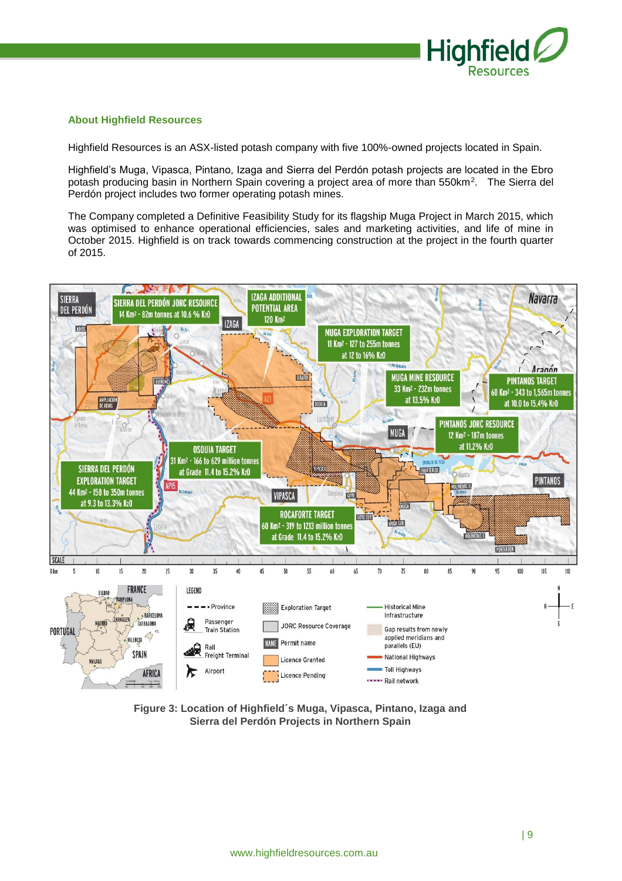## About Highfield Resources

Highfield Resources is an ASX-listed potash company with five 100%-owned projects located in Spain.

Highfield's Muga, Vipasca, Pintano, Izaga and Sierra del Perdón potash projects are located in the Ebro potash producing basin in Northern Spain covering a project area of more than 550km². The Sierra del Perdón project includes two former operating potash mines.

The Company completed a Definitive Feasibility Study for its flagship Muga Project in March 2015, which was optimised to enhance operational efficiencies, sales and marketing activities, and life of mine in October 2015. Highfield is on track towards commencing construction at the project in the fourth quarter of 2015.

SIERRA DEL PERDÓN

SIERRA DEL PERDÓN JORC RESOURCE
14 Km² - 82m tonnes at 10.6 % K₂O

IZAGA

IZAGA ADDITIONAL POTENTIAL AREA
120 Km²

MUGA EXPLORATION TARGET
11 Km² - 127 to 255m tonnes at 12 to 16% K₂O

MUGA MINE RESOURCE
33 Km² - 232m tonnes at 13.5% K₂O

PINTANOS TARGET
60 Km² - 343 to 1,565m tonnes at 10.0 to 15.4% K₂O

Navarra

Aragón

PINTANOS JORC RESOURCE
12 Km² - 187m tonnes at 11.2% K₂O

MUGA

OSQUIA TARGET
31 Km² - 166 to 629 million tonnes at Grade 11.4 to 15.2% K₂O

SIERRA DEL PERDÓN EXPLORATION TARGET
44 Km² - 150 to 350m tonnes at 9.3 to 13.3% K₂O

VIPASCA

ROCAFORTE TARGET
60 Km² - 319 to 1213 million tonnes at Grade 11.4 to 15.2% K₂O

PINTANOS

SCALE
0 km 5 10 15 20 25 30 35 40 45 50 55 60 65 70 75 80 85 90 95 100 105 110

LEGEND
Province
Passenger Train Station
Rail Freight Terminal
Airport
Exploration Target
JORC Resource Coverage
NAME Permit name
Licence Granted
Licence Pending
Historical Mine Infrastructure
Gap results from newly applied meridians and parallels (EU)
National Highways
Toll Highways
Rail network

FRANCE
PORTUGAL
SPAIN
AFRICA

**Figure 3: Location of Highfield´s Muga, Vipasca, Pintano, Izaga and Sierra del Perdón Projects in Northern Spain**